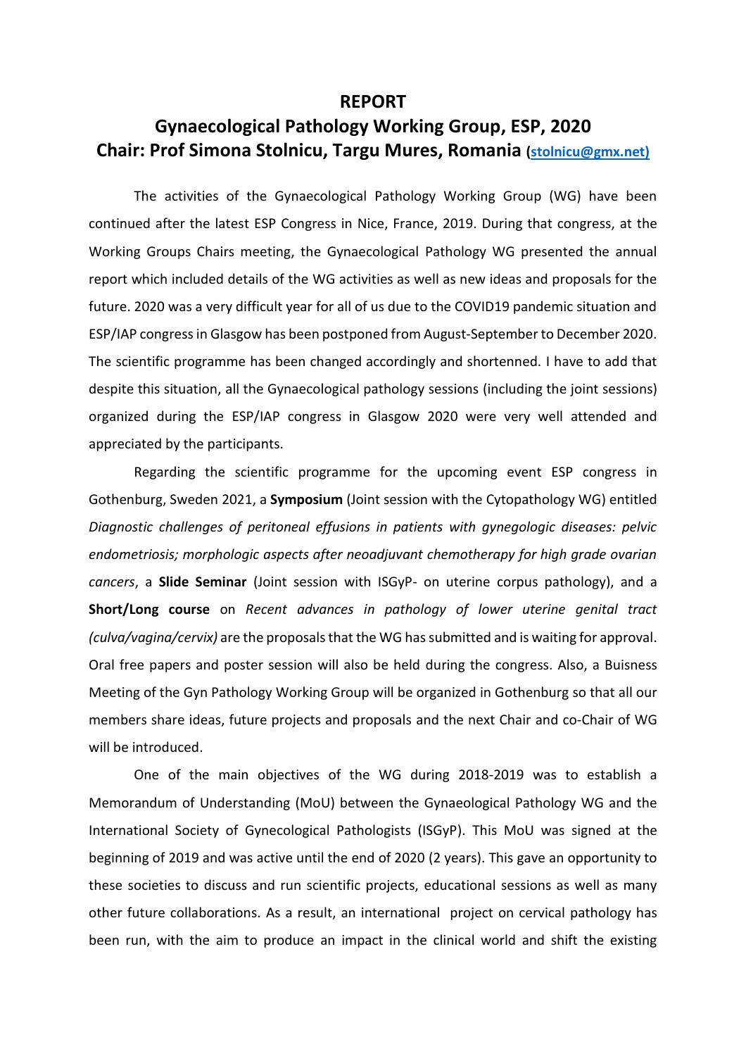# REPORT

## Gynaecological Pathology Working Group, ESP, 2020
## Chair: Prof Simona Stolnicu, Targu Mures, Romania (stolnicu@gmx.net)

The activities of the Gynaecological Pathology Working Group (WG) have been continued after the latest ESP Congress in Nice, France, 2019. During that congress, at the Working Groups Chairs meeting, the Gynaecological Pathology WG presented the annual report which included details of the WG activities as well as new ideas and proposals for the future. 2020 was a very difficult year for all of us due to the COVID19 pandemic situation and ESP/IAP congress in Glasgow has been postponed from August-September to December 2020. The scientific programme has been changed accordingly and shortenned. I have to add that despite this situation, all the Gynaecological pathology sessions (including the joint sessions) organized during the ESP/IAP congress in Glasgow 2020 were very well attended and appreciated by the participants.

Regarding the scientific programme for the upcoming event ESP congress in Gothenburg, Sweden 2021, a **Symposium** (Joint session with the Cytopathology WG) entitled *Diagnostic challenges of peritoneal effusions in patients with gynegologic diseases: pelvic endometriosis; morphologic aspects after neoadjuvant chemotherapy for high grade ovarian cancers*, a **Slide Seminar** (Joint session with ISGyP- on uterine corpus pathology), and a **Short/Long course** on *Recent advances in pathology of lower uterine genital tract (culva/vagina/cervix)* are the proposals that the WG has submitted and is waiting for approval. Oral free papers and poster session will also be held during the congress. Also, a Buisness Meeting of the Gyn Pathology Working Group will be organized in Gothenburg so that all our members share ideas, future projects and proposals and the next Chair and co-Chair of WG will be introduced.

One of the main objectives of the WG during 2018-2019 was to establish a Memorandum of Understanding (MoU) between the Gynaeological Pathology WG and the International Society of Gynecological Pathologists (ISGyP). This MoU was signed at the beginning of 2019 and was active until the end of 2020 (2 years). This gave an opportunity to these societies to discuss and run scientific projects, educational sessions as well as many other future collaborations. As a result, an international project on cervical pathology has been run, with the aim to produce an impact in the clinical world and shift the existing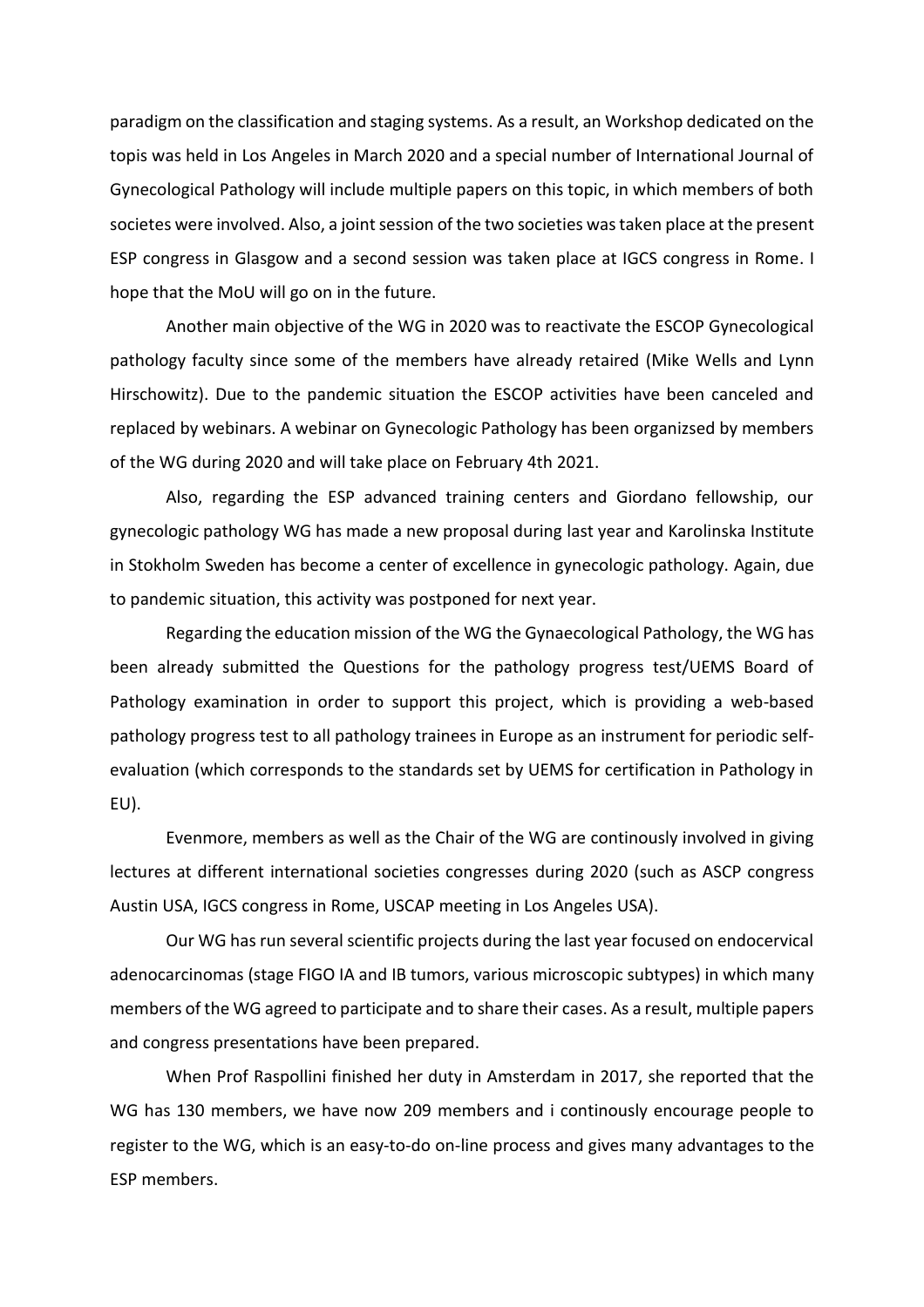paradigm on the classification and staging systems. As a result, an Workshop dedicated on the topis was held in Los Angeles in March 2020 and a special number of International Journal of Gynecological Pathology will include multiple papers on this topic, in which members of both societes were involved. Also, a joint session of the two societies was taken place at the present ESP congress in Glasgow and a second session was taken place at IGCS congress in Rome. I hope that the MoU will go on in the future.

Another main objective of the WG in 2020 was to reactivate the ESCOP Gynecological pathology faculty since some of the members have already retaired (Mike Wells and Lynn Hirschowitz). Due to the pandemic situation the ESCOP activities have been canceled and replaced by webinars. A webinar on Gynecologic Pathology has been organizsed by members of the WG during 2020 and will take place on February 4th 2021.

Also, regarding the ESP advanced training centers and Giordano fellowship, our gynecologic pathology WG has made a new proposal during last year and Karolinska Institute in Stokholm Sweden has become a center of excellence in gynecologic pathology. Again, due to pandemic situation, this activity was postponed for next year.

Regarding the education mission of the WG the Gynaecological Pathology, the WG has been already submitted the Questions for the pathology progress test/UEMS Board of Pathology examination in order to support this project, which is providing a web-based pathology progress test to all pathology trainees in Europe as an instrument for periodic self-evaluation (which corresponds to the standards set by UEMS for certification in Pathology in EU).

Evenmore, members as well as the Chair of the WG are continously involved in giving lectures at different international societies congresses during 2020 (such as ASCP congress Austin USA, IGCS congress in Rome, USCAP meeting in Los Angeles USA).

Our WG has run several scientific projects during the last year focused on endocervical adenocarcinomas (stage FIGO IA and IB tumors, various microscopic subtypes) in which many members of the WG agreed to participate and to share their cases. As a result, multiple papers and congress presentations have been prepared.

When Prof Raspollini finished her duty in Amsterdam in 2017, she reported that the WG has 130 members, we have now 209 members and i continously encourage people to register to the WG, which is an easy-to-do on-line process and gives many advantages to the ESP members.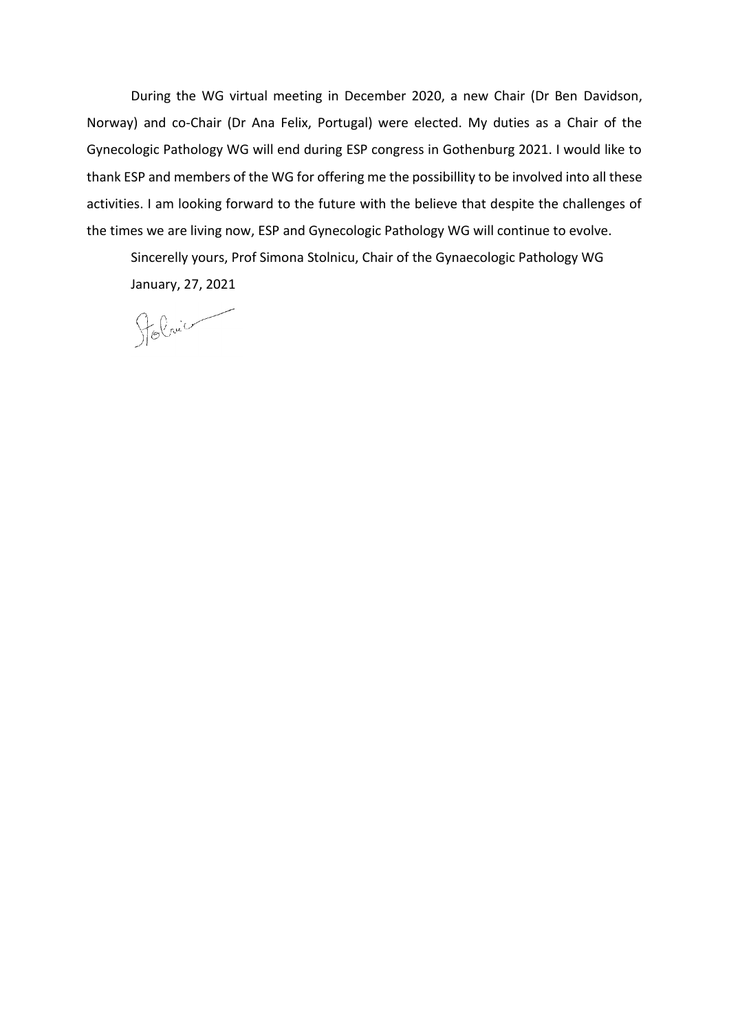During the WG virtual meeting in December 2020, a new Chair (Dr Ben Davidson, Norway) and co-Chair (Dr Ana Felix, Portugal) were elected. My duties as a Chair of the Gynecologic Pathology WG will end during ESP congress in Gothenburg 2021. I would like to thank ESP and members of the WG for offering me the possibillity to be involved into all these activities. I am looking forward to the future with the believe that despite the challenges of the times we are living now, ESP and Gynecologic Pathology WG will continue to evolve.

Sincerelly yours, Prof Simona Stolnicu, Chair of the Gynaecologic Pathology WG

January, 27, 2021